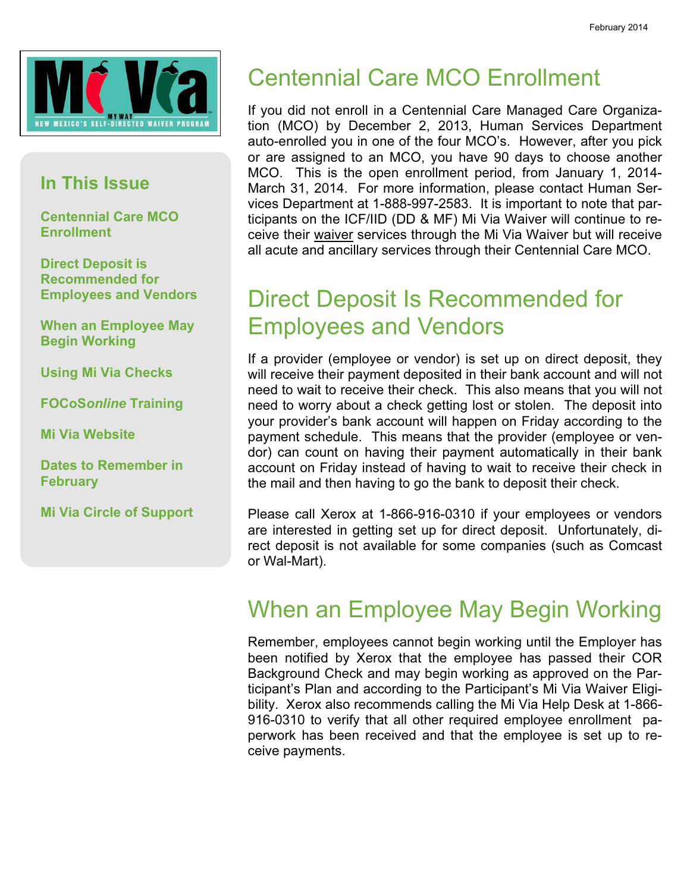February 2014

Mi Via

MY WAY

NEW MEXICO'S SELF-DIRECTED WAIVER PROGRAM

## In This Issue

**Centennial Care MCO Enrollment**

**Direct Deposit is Recommended for Employees and Vendors**

**When an Employee May Begin Working**

**Using Mi Via Checks**

**FOCoS*online* Training**

**Mi Via Website**

**Dates to Remember in February**

**Mi Via Circle of Support**

# Centennial Care MCO Enrollment

If you did not enroll in a Centennial Care Managed Care Organization (MCO) by December 2, 2013, Human Services Department auto-enrolled you in one of the four MCO's. However, after you pick or are assigned to an MCO, you have 90 days to choose another MCO. This is the open enrollment period, from January 1, 2014-March 31, 2014. For more information, please contact Human Services Department at 1-888-997-2583. It is important to note that participants on the ICF/IID (DD & MF) Mi Via Waiver will continue to receive their waiver services through the Mi Via Waiver but will receive all acute and ancillary services through their Centennial Care MCO.

# Direct Deposit Is Recommended for Employees and Vendors

If a provider (employee or vendor) is set up on direct deposit, they will receive their payment deposited in their bank account and will not need to wait to receive their check. This also means that you will not need to worry about a check getting lost or stolen. The deposit into your provider's bank account will happen on Friday according to the payment schedule. This means that the provider (employee or vendor) can count on having their payment automatically in their bank account on Friday instead of having to wait to receive their check in the mail and then having to go the bank to deposit their check.

Please call Xerox at 1-866-916-0310 if your employees or vendors are interested in getting set up for direct deposit. Unfortunately, direct deposit is not available for some companies (such as Comcast or Wal-Mart).

# When an Employee May Begin Working

Remember, employees cannot begin working until the Employer has been notified by Xerox that the employee has passed their COR Background Check and may begin working as approved on the Participant's Plan and according to the Participant's Mi Via Waiver Eligibility. Xerox also recommends calling the Mi Via Help Desk at 1-866-916-0310 to verify that all other required employee enrollment paperwork has been received and that the employee is set up to receive payments.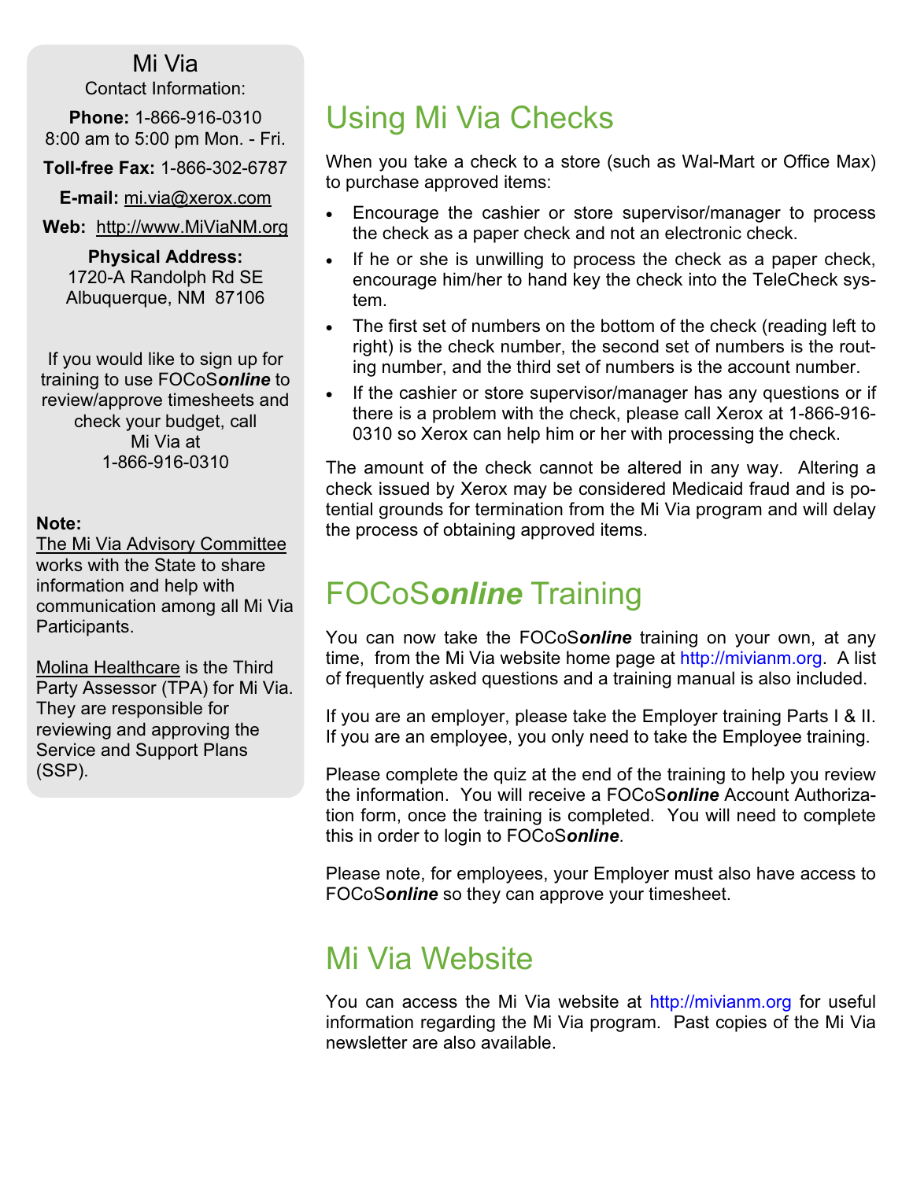Mi Via

Contact Information:

**Phone:** 1-866-916-0310
8:00 am to 5:00 pm Mon. - Fri.

**Toll-free Fax:** 1-866-302-6787

**E-mail:** mi.via@xerox.com

**Web:** http://www.MiViaNM.org

**Physical Address:**
1720-A Randolph Rd SE
Albuquerque, NM 87106

If you would like to sign up for training to use FOCoS***online*** to review/approve timesheets and check your budget, call Mi Via at 1-866-916-0310

**Note:**
The Mi Via Advisory Committee works with the State to share information and help with communication among all Mi Via Participants.

Molina Healthcare is the Third Party Assessor (TPA) for Mi Via. They are responsible for reviewing and approving the Service and Support Plans (SSP).

## Using Mi Via Checks

When you take a check to a store (such as Wal-Mart or Office Max) to purchase approved items:

- Encourage the cashier or store supervisor/manager to process the check as a paper check and not an electronic check.
- If he or she is unwilling to process the check as a paper check, encourage him/her to hand key the check into the TeleCheck system.
- The first set of numbers on the bottom of the check (reading left to right) is the check number, the second set of numbers is the routing number, and the third set of numbers is the account number.
- If the cashier or store supervisor/manager has any questions or if there is a problem with the check, please call Xerox at 1-866-916-0310 so Xerox can help him or her with processing the check.

The amount of the check cannot be altered in any way. Altering a check issued by Xerox may be considered Medicaid fraud and is potential grounds for termination from the Mi Via program and will delay the process of obtaining approved items.

## FOCoS***online*** Training

You can now take the FOCoS***online*** training on your own, at any time, from the Mi Via website home page at http://mivianm.org. A list of frequently asked questions and a training manual is also included.

If you are an employer, please take the Employer training Parts I & II. If you are an employee, you only need to take the Employee training.

Please complete the quiz at the end of the training to help you review the information. You will receive a FOCoS***online*** Account Authorization form, once the training is completed. You will need to complete this in order to login to FOCoS***online***.

Please note, for employees, your Employer must also have access to FOCoS***online*** so they can approve your timesheet.

## Mi Via Website

You can access the Mi Via website at http://mivianm.org for useful information regarding the Mi Via program. Past copies of the Mi Via newsletter are also available.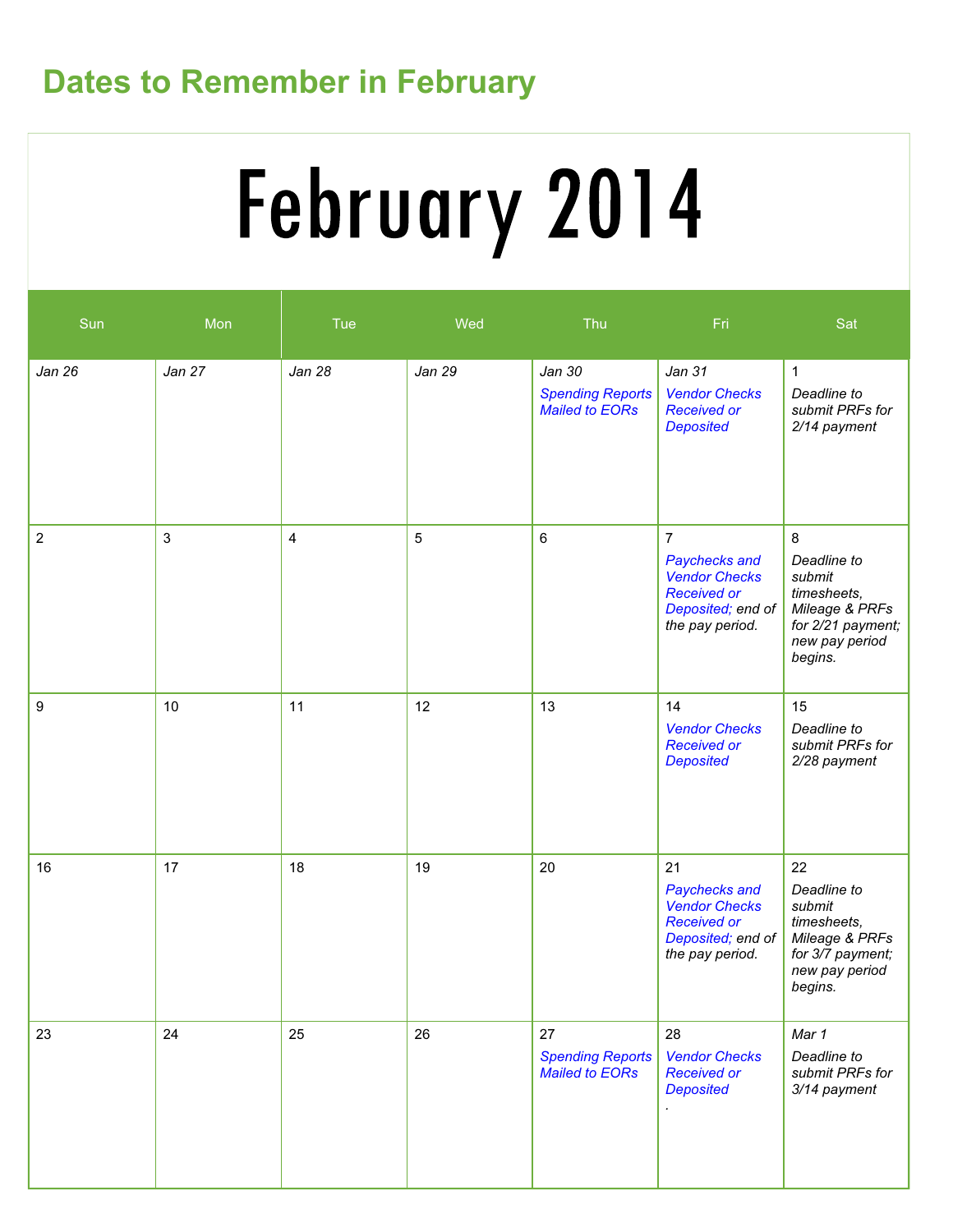## Dates to Remember in February

# February 2014

| Sun | Mon | Tue | Wed | Thu | Fri | Sat |
| --- | --- | --- | --- | --- | --- | --- |
| *Jan 26* | *Jan 27* | *Jan 28* | *Jan 29* | *Jan 30* *Spending Reports Mailed to EORs* | *Jan 31* *Vendor Checks Received or Deposited* | 1 *Deadline to submit PRFs for 2/14 payment* |
| 2 | 3 | 4 | 5 | 6 | 7 *Paychecks and Vendor Checks Received or Deposited;* end of the pay period. | 8 *Deadline to submit timesheets, Mileage & PRFs for 2/21 payment; new pay period begins.* |
| 9 | 10 | 11 | 12 | 13 | 14 *Vendor Checks Received or Deposited* | 15 *Deadline to submit PRFs for 2/28 payment* |
| 16 | 17 | 18 | 19 | 20 | 21 *Paychecks and Vendor Checks Received or Deposited;* end of the pay period. | 22 *Deadline to submit timesheets, Mileage & PRFs for 3/7 payment; new pay period begins.* |
| 23 | 24 | 25 | 26 | 27 *Spending Reports Mailed to EORs* | 28 *Vendor Checks Received or Deposited* . | *Mar 1* *Deadline to submit PRFs for 3/14 payment* |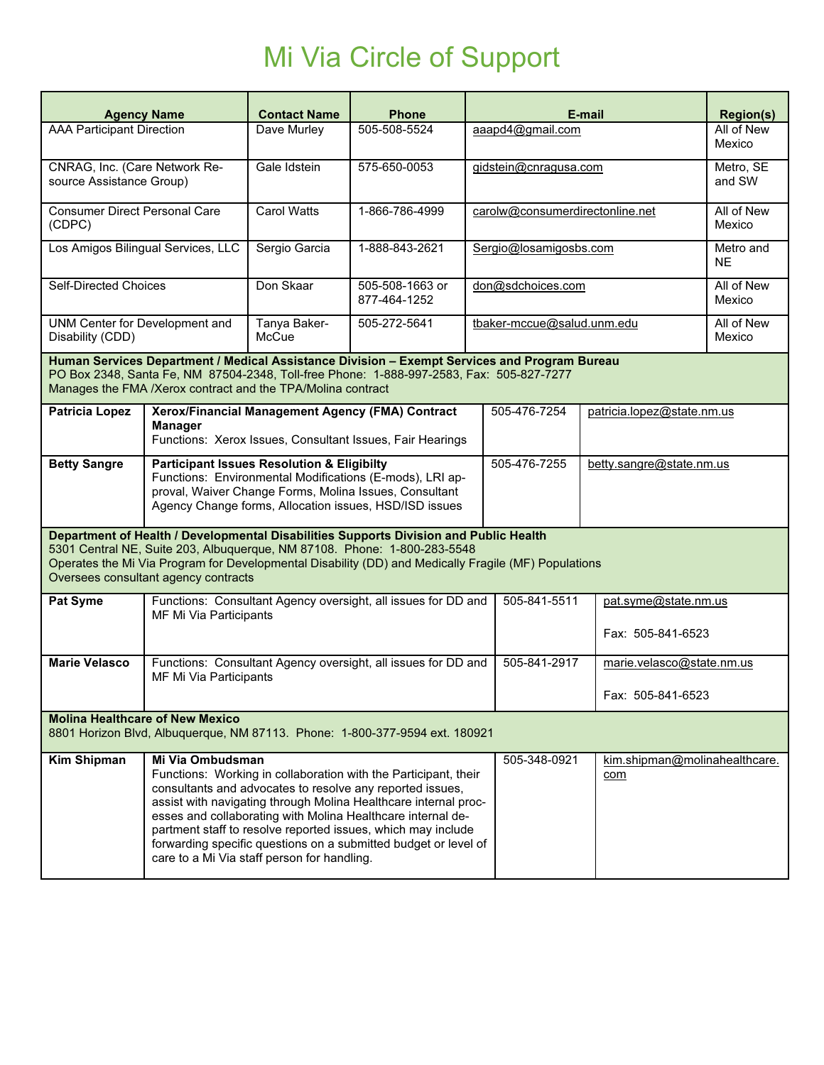# Mi Via Circle of Support

| Agency Name | Contact Name | Phone | E-mail | Region(s) |
|---|---|---|---|---|
| AAA Participant Direction | Dave Murley | 505-508-5524 | aaapd4@gmail.com | All of New Mexico |
| CNRAG, Inc. (Care Network Resource Assistance Group) | Gale Idstein | 575-650-0053 | gidstein@cnragusa.com | Metro, SE and SW |
| Consumer Direct Personal Care (CDPC) | Carol Watts | 1-866-786-4999 | carolw@consumerdirectonline.net | All of New Mexico |
| Los Amigos Bilingual Services, LLC | Sergio Garcia | 1-888-843-2621 | Sergio@losamigosbs.com | Metro and NE |
| Self-Directed Choices | Don Skaar | 505-508-1663 or 877-464-1252 | don@sdchoices.com | All of New Mexico |
| UNM Center for Development and Disability (CDD) | Tanya Baker-McCue | 505-272-5641 | tbaker-mccue@salud.unm.edu | All of New Mexico |

**Human Services Department / Medical Assistance Division – Exempt Services and Program Bureau**
PO Box 2348, Santa Fe, NM 87504-2348, Toll-free Phone: 1-888-997-2583, Fax: 505-827-7277
Manages the FMA /Xerox contract and the TPA/Molina contract

| | | | |
|---|---|---|---|
| **Patricia Lopez** | **Xerox/Financial Management Agency (FMA) Contract Manager**<br>Functions: Xerox Issues, Consultant Issues, Fair Hearings | 505-476-7254 | patricia.lopez@state.nm.us |
| **Betty Sangre** | **Participant Issues Resolution & Eligibilty**<br>Functions: Environmental Modifications (E-mods), LRI approval, Waiver Change Forms, Molina Issues, Consultant Agency Change forms, Allocation issues, HSD/ISD issues | 505-476-7255 | betty.sangre@state.nm.us |

**Department of Health / Developmental Disabilities Supports Division and Public Health**
5301 Central NE, Suite 203, Albuquerque, NM 87108. Phone: 1-800-283-5548
Operates the Mi Via Program for Developmental Disability (DD) and Medically Fragile (MF) Populations
Oversees consultant agency contracts

| | | | |
|---|---|---|---|
| **Pat Syme** | Functions: Consultant Agency oversight, all issues for DD and MF Mi Via Participants | 505-841-5511 | pat.syme@state.nm.us<br><br>Fax: 505-841-6523 |
| **Marie Velasco** | Functions: Consultant Agency oversight, all issues for DD and MF Mi Via Participants | 505-841-2917 | marie.velasco@state.nm.us<br><br>Fax: 505-841-6523 |

**Molina Healthcare of New Mexico**
8801 Horizon Blvd, Albuquerque, NM 87113. Phone: 1-800-377-9594 ext. 180921

| | | | |
|---|---|---|---|
| **Kim Shipman** | **Mi Via Ombudsman**<br>Functions: Working in collaboration with the Participant, their consultants and advocates to resolve any reported issues, assist with navigating through Molina Healthcare internal processes and collaborating with Molina Healthcare internal department staff to resolve reported issues, which may include forwarding specific questions on a submitted budget or level of care to a Mi Via staff person for handling. | 505-348-0921 | kim.shipman@molinahealthcare.com |